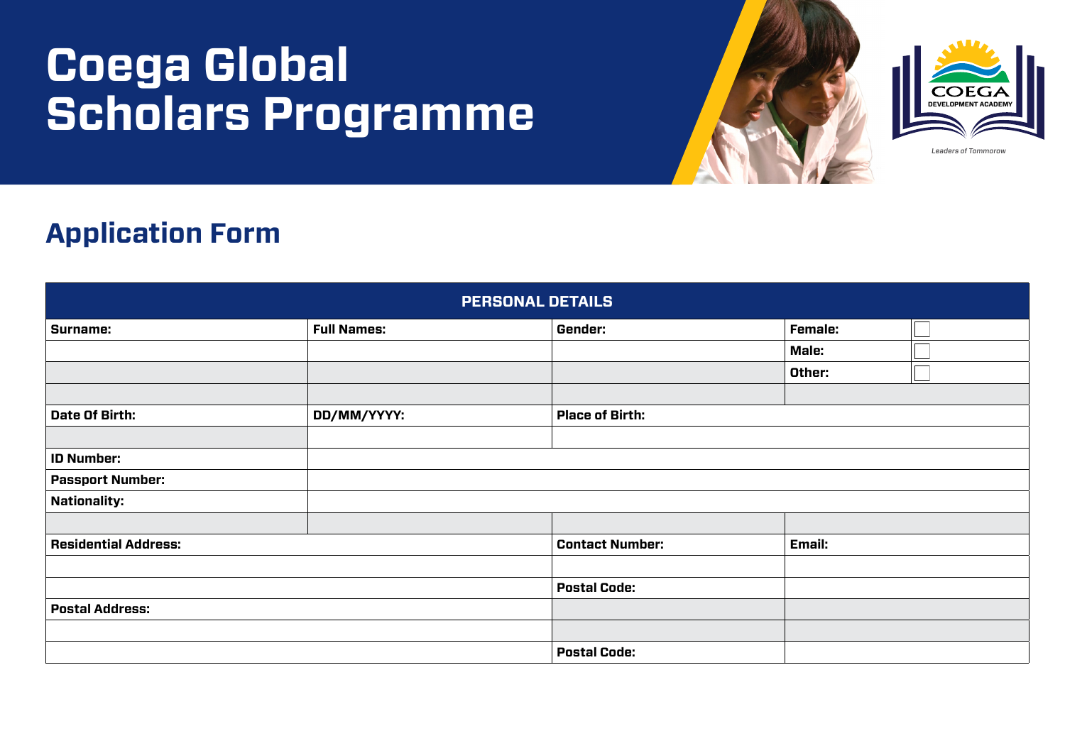# Coega Global Scholars Programme

COEGA DEVELOPMENT ACADEMY

*Leaders of Tommorow*

## Application Form

| PERSONAL DETAILS | | | | |
|---|---|---|---|---|
| **Surname:** | **Full Names:** | **Gender:** | **Female:** | ☐ |
| | | | **Male:** | ☐ |
| | | | **Other:** | ☐ |
| | | | | |
| **Date Of Birth:** | **DD/MM/YYYY:** | **Place of Birth:** | | |
| | | | | |
| **ID Number:** | | | | |
| **Passport Number:** | | | | |
| **Nationality:** | | | | |
| | | | | |
| **Residential Address:** | | **Contact Number:** | **Email:** | |
| | | | | |
| | | **Postal Code:** | | |
| **Postal Address:** | | | | |
| | | | | |
| | | **Postal Code:** | | |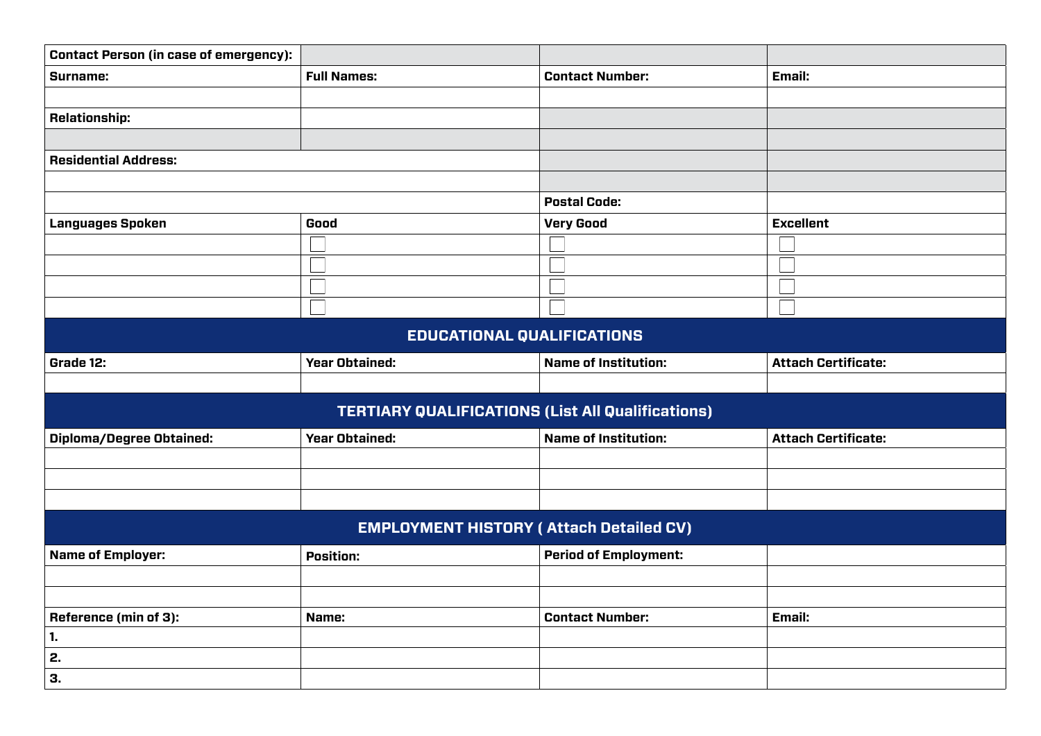| Contact Person (in case of emergency): | | | |
|---|---|---|---|
| **Surname:** | **Full Names:** | **Contact Number:** | **Email:** |
| | | | |
| **Relationship:** | | | |
| | | | |
| **Residential Address:** | | | |
| | | | |
| | | **Postal Code:** | |

| Languages Spoken | Good | Very Good | Excellent |
|---|---|---|---|
| | ☐ | ☐ | ☐ |
| | ☐ | ☐ | ☐ |
| | ☐ | ☐ | ☐ |
| | ☐ | ☐ | ☐ |

## EDUCATIONAL QUALIFICATIONS

| Grade 12: | Year Obtained: | Name of Institution: | Attach Certificate: |
|---|---|---|---|
| | | | |

## TERTIARY QUALIFICATIONS (List All Qualifications)

| Diploma/Degree Obtained: | Year Obtained: | Name of Institution: | Attach Certificate: |
|---|---|---|---|
| | | | |
| | | | |
| | | | |

## EMPLOYMENT HISTORY ( Attach Detailed CV)

| Name of Employer: | Position: | Period of Employment: | |
|---|---|---|---|
| | | | |
| | | | |
| **Reference (min of 3):** | **Name:** | **Contact Number:** | **Email:** |
| 1. | | | |
| 2. | | | |
| 3. | | | |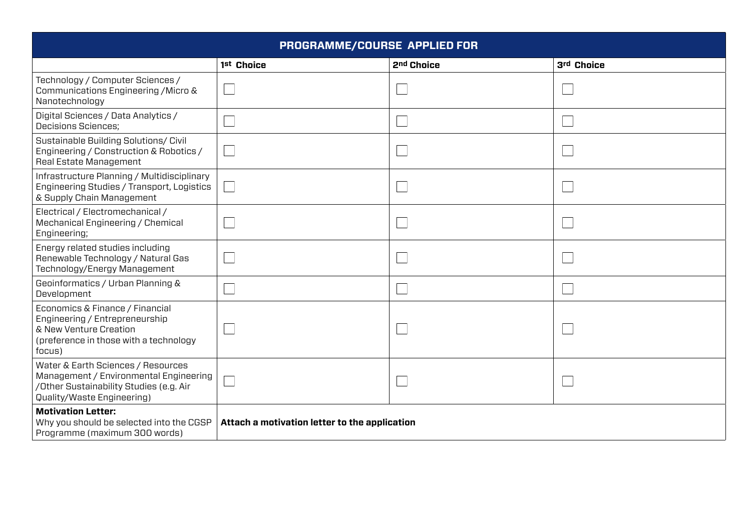| PROGRAMME/COURSE APPLIED FOR | | | |
|---|---|---|---|
| | 1st Choice | 2nd Choice | 3rd Choice |
| Technology / Computer Sciences / Communications Engineering /Micro & Nanotechnology | ☐ | ☐ | ☐ |
| Digital Sciences / Data Analytics / Decisions Sciences; | ☐ | ☐ | ☐ |
| Sustainable Building Solutions/ Civil Engineering / Construction & Robotics / Real Estate Management | ☐ | ☐ | ☐ |
| Infrastructure Planning / Multidisciplinary Engineering Studies / Transport, Logistics & Supply Chain Management | ☐ | ☐ | ☐ |
| Electrical / Electromechanical / Mechanical Engineering / Chemical Engineering; | ☐ | ☐ | ☐ |
| Energy related studies including Renewable Technology / Natural Gas Technology/Energy Management | ☐ | ☐ | ☐ |
| Geoinformatics / Urban Planning & Development | ☐ | ☐ | ☐ |
| Economics & Finance / Financial Engineering / Entrepreneurship & New Venture Creation (preference in those with a technology focus) | ☐ | ☐ | ☐ |
| Water & Earth Sciences / Resources Management / Environmental Engineering /Other Sustainability Studies (e.g. Air Quality/Waste Engineering) | ☐ | ☐ | ☐ |
| **Motivation Letter:** Why you should be selected into the CGSP Programme (maximum 300 words) | **Attach a motivation letter to the application** | | |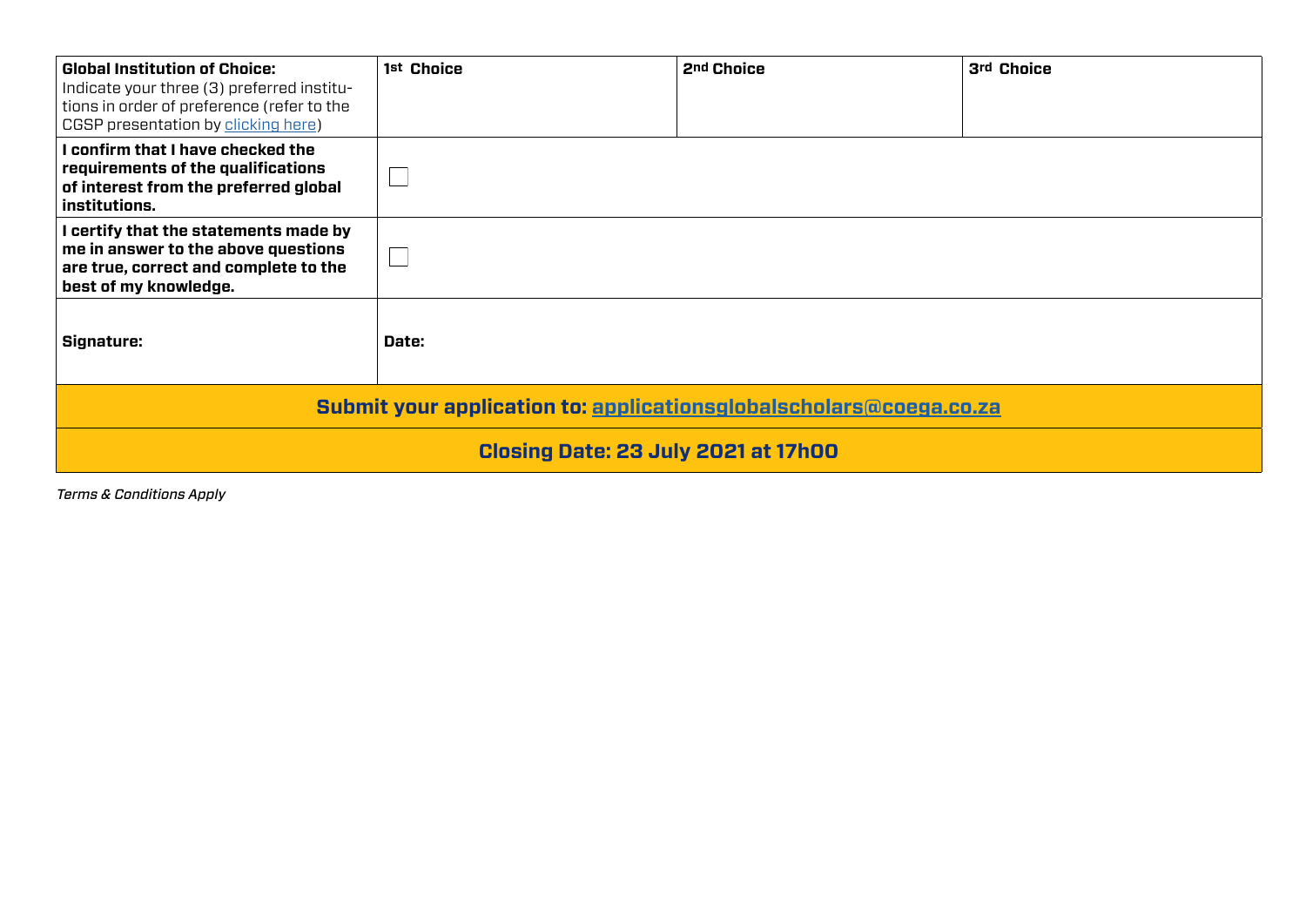| | | | |
|---|---|---|---|
| **Global Institution of Choice:** Indicate your three (3) preferred institutions in order of preference (refer to the CGSP presentation by [clicking here](clicking here)) | **1st Choice** | **2nd Choice** | **3rd Choice** |
| **I confirm that I have checked the requirements of the qualifications of interest from the preferred global institutions.** | ☐ | | |
| **I certify that the statements made by me in answer to the above questions are true, correct and complete to the best of my knowledge.** | ☐ | | |
| **Signature:** | **Date:** | | |

**Submit your application to: applicationsglobalscholars@coega.co.za**

**Closing Date: 23 July 2021 at 17h00**

*Terms & Conditions Apply*